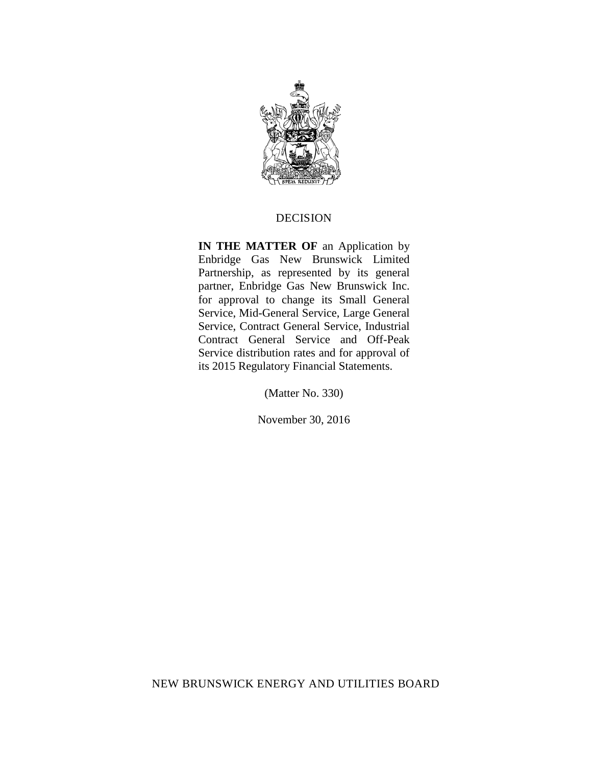# DECISION

**IN THE MATTER OF** an Application by Enbridge Gas New Brunswick Limited Partnership, as represented by its general partner, Enbridge Gas New Brunswick Inc. for approval to change its Small General Service, Mid-General Service, Large General Service, Contract General Service, Industrial Contract General Service and Off-Peak Service distribution rates and for approval of its 2015 Regulatory Financial Statements.

(Matter No. 330)

November 30, 2016

NEW BRUNSWICK ENERGY AND UTILITIES BOARD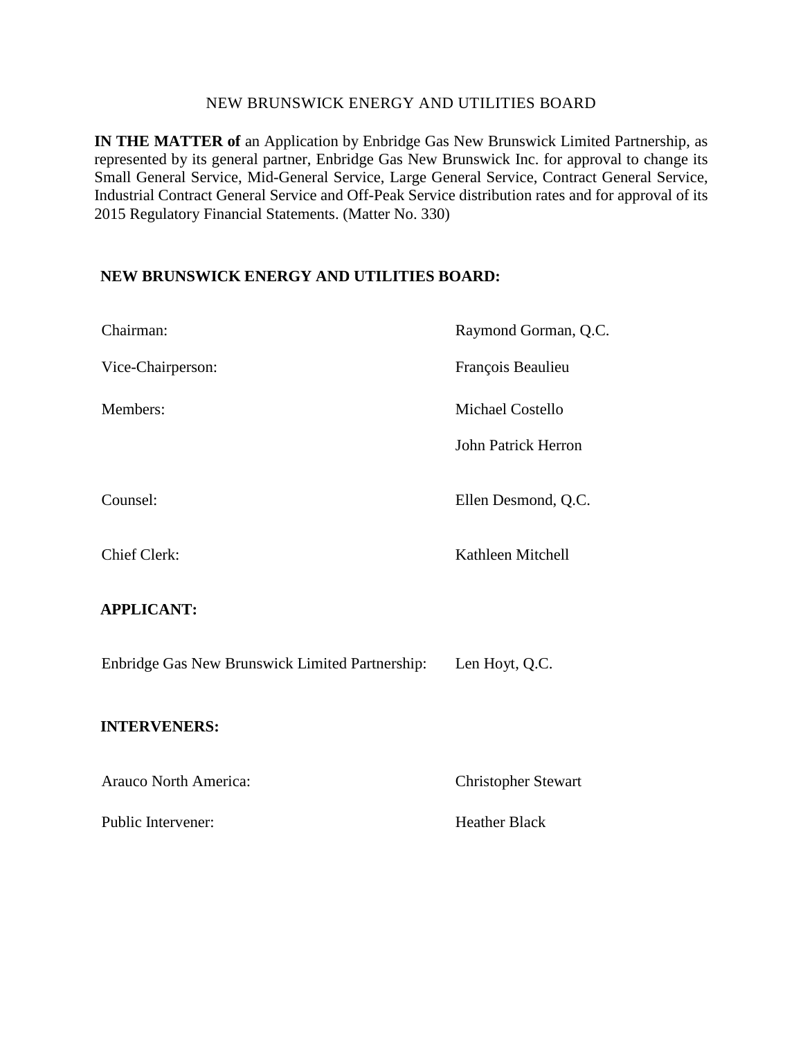NEW BRUNSWICK ENERGY AND UTILITIES BOARD

**IN THE MATTER of** an Application by Enbridge Gas New Brunswick Limited Partnership, as represented by its general partner, Enbridge Gas New Brunswick Inc. for approval to change its Small General Service, Mid-General Service, Large General Service, Contract General Service, Industrial Contract General Service and Off-Peak Service distribution rates and for approval of its 2015 Regulatory Financial Statements. (Matter No. 330)

**NEW BRUNSWICK ENERGY AND UTILITIES BOARD:**

| | |
|---|---|
| Chairman: | Raymond Gorman, Q.C. |
| Vice-Chairperson: | François Beaulieu |
| Members: | Michael Costello |
| | John Patrick Herron |
| Counsel: | Ellen Desmond, Q.C. |
| Chief Clerk: | Kathleen Mitchell |

**APPLICANT:**

| | |
|---|---|
| Enbridge Gas New Brunswick Limited Partnership: | Len Hoyt, Q.C. |

**INTERVENERS:**

| | |
|---|---|
| Arauco North America: | Christopher Stewart |
| Public Intervener: | Heather Black |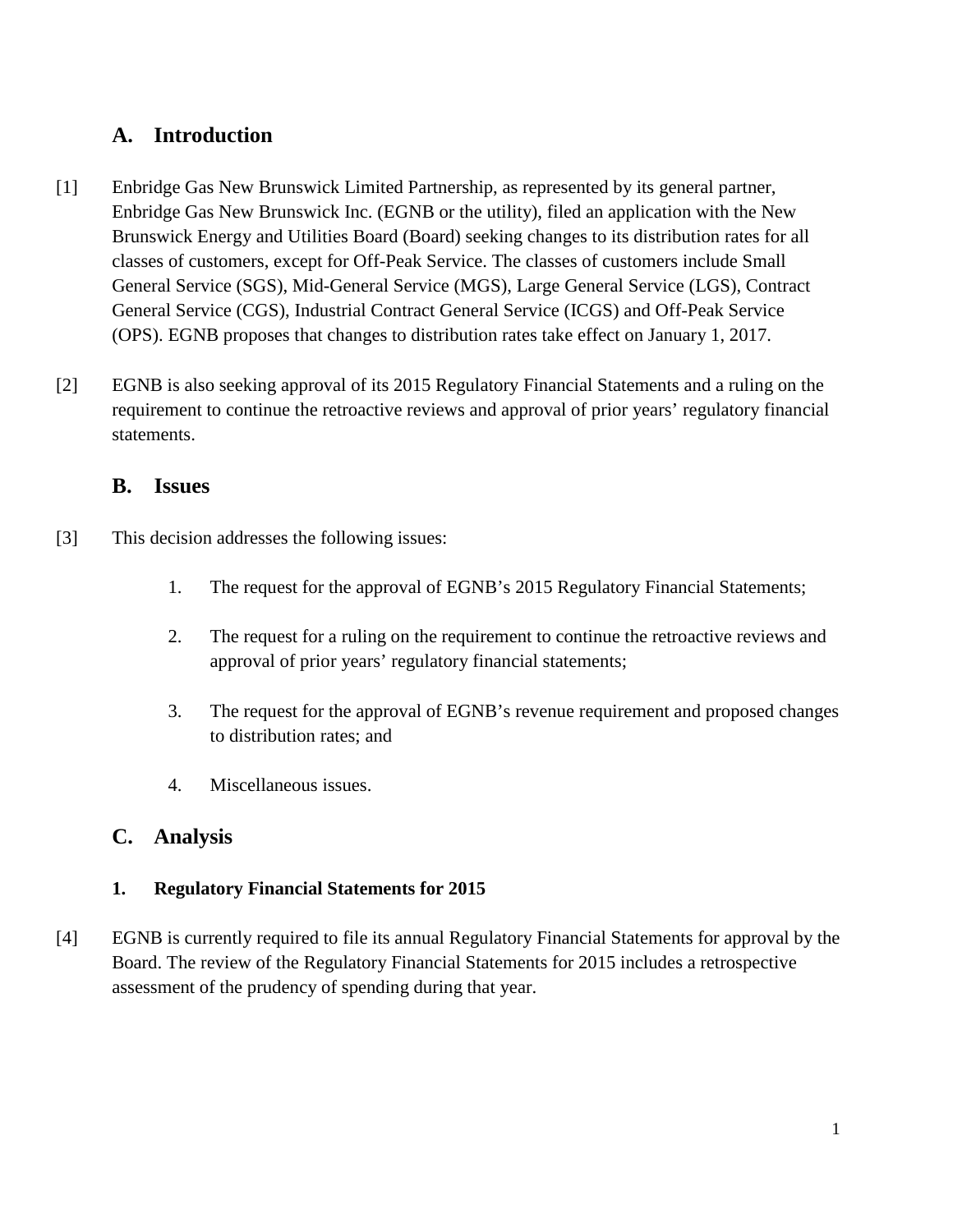## A. Introduction

[1] Enbridge Gas New Brunswick Limited Partnership, as represented by its general partner, Enbridge Gas New Brunswick Inc. (EGNB or the utility), filed an application with the New Brunswick Energy and Utilities Board (Board) seeking changes to its distribution rates for all classes of customers, except for Off-Peak Service. The classes of customers include Small General Service (SGS), Mid-General Service (MGS), Large General Service (LGS), Contract General Service (CGS), Industrial Contract General Service (ICGS) and Off-Peak Service (OPS). EGNB proposes that changes to distribution rates take effect on January 1, 2017.

[2] EGNB is also seeking approval of its 2015 Regulatory Financial Statements and a ruling on the requirement to continue the retroactive reviews and approval of prior years' regulatory financial statements.

## B. Issues

[3] This decision addresses the following issues:

1. The request for the approval of EGNB's 2015 Regulatory Financial Statements;

2. The request for a ruling on the requirement to continue the retroactive reviews and approval of prior years' regulatory financial statements;

3. The request for the approval of EGNB's revenue requirement and proposed changes to distribution rates; and

4. Miscellaneous issues.

## C. Analysis

### 1. Regulatory Financial Statements for 2015

[4] EGNB is currently required to file its annual Regulatory Financial Statements for approval by the Board. The review of the Regulatory Financial Statements for 2015 includes a retrospective assessment of the prudency of spending during that year.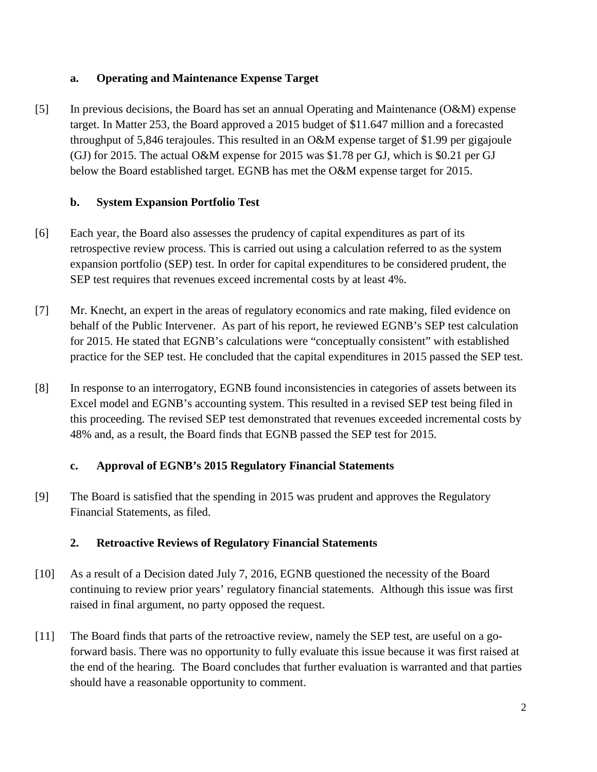### a. Operating and Maintenance Expense Target

[5] In previous decisions, the Board has set an annual Operating and Maintenance (O&M) expense target. In Matter 253, the Board approved a 2015 budget of $11.647 million and a forecasted throughput of 5,846 terajoules. This resulted in an O&M expense target of $1.99 per gigajoule (GJ) for 2015. The actual O&M expense for 2015 was $1.78 per GJ, which is $0.21 per GJ below the Board established target. EGNB has met the O&M expense target for 2015.

### b. System Expansion Portfolio Test

[6] Each year, the Board also assesses the prudency of capital expenditures as part of its retrospective review process. This is carried out using a calculation referred to as the system expansion portfolio (SEP) test. In order for capital expenditures to be considered prudent, the SEP test requires that revenues exceed incremental costs by at least 4%.

[7] Mr. Knecht, an expert in the areas of regulatory economics and rate making, filed evidence on behalf of the Public Intervener. As part of his report, he reviewed EGNB's SEP test calculation for 2015. He stated that EGNB's calculations were "conceptually consistent" with established practice for the SEP test. He concluded that the capital expenditures in 2015 passed the SEP test.

[8] In response to an interrogatory, EGNB found inconsistencies in categories of assets between its Excel model and EGNB's accounting system. This resulted in a revised SEP test being filed in this proceeding. The revised SEP test demonstrated that revenues exceeded incremental costs by 48% and, as a result, the Board finds that EGNB passed the SEP test for 2015.

### c. Approval of EGNB's 2015 Regulatory Financial Statements

[9] The Board is satisfied that the spending in 2015 was prudent and approves the Regulatory Financial Statements, as filed.

## 2. Retroactive Reviews of Regulatory Financial Statements

[10] As a result of a Decision dated July 7, 2016, EGNB questioned the necessity of the Board continuing to review prior years' regulatory financial statements. Although this issue was first raised in final argument, no party opposed the request.

[11] The Board finds that parts of the retroactive review, namely the SEP test, are useful on a go-forward basis. There was no opportunity to fully evaluate this issue because it was first raised at the end of the hearing. The Board concludes that further evaluation is warranted and that parties should have a reasonable opportunity to comment.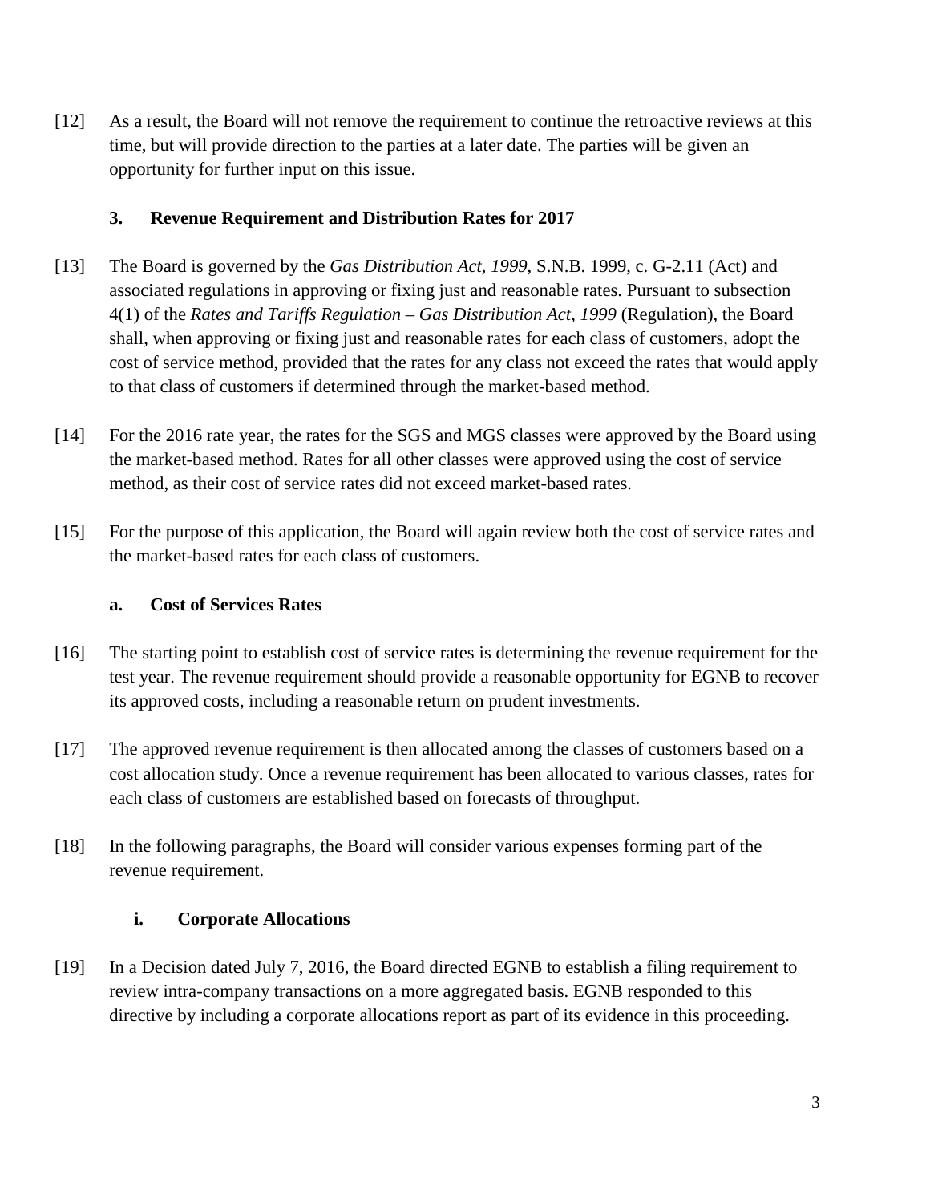[12] As a result, the Board will not remove the requirement to continue the retroactive reviews at this time, but will provide direction to the parties at a later date. The parties will be given an opportunity for further input on this issue.

## 3. Revenue Requirement and Distribution Rates for 2017

[13] The Board is governed by the *Gas Distribution Act, 1999*, S.N.B. 1999, c. G-2.11 (Act) and associated regulations in approving or fixing just and reasonable rates. Pursuant to subsection 4(1) of the *Rates and Tariffs Regulation – Gas Distribution Act, 1999* (Regulation), the Board shall, when approving or fixing just and reasonable rates for each class of customers, adopt the cost of service method, provided that the rates for any class not exceed the rates that would apply to that class of customers if determined through the market-based method.

[14] For the 2016 rate year, the rates for the SGS and MGS classes were approved by the Board using the market-based method. Rates for all other classes were approved using the cost of service method, as their cost of service rates did not exceed market-based rates.

[15] For the purpose of this application, the Board will again review both the cost of service rates and the market-based rates for each class of customers.

### a. Cost of Services Rates

[16] The starting point to establish cost of service rates is determining the revenue requirement for the test year. The revenue requirement should provide a reasonable opportunity for EGNB to recover its approved costs, including a reasonable return on prudent investments.

[17] The approved revenue requirement is then allocated among the classes of customers based on a cost allocation study. Once a revenue requirement has been allocated to various classes, rates for each class of customers are established based on forecasts of throughput.

[18] In the following paragraphs, the Board will consider various expenses forming part of the revenue requirement.

#### i. Corporate Allocations

[19] In a Decision dated July 7, 2016, the Board directed EGNB to establish a filing requirement to review intra-company transactions on a more aggregated basis. EGNB responded to this directive by including a corporate allocations report as part of its evidence in this proceeding.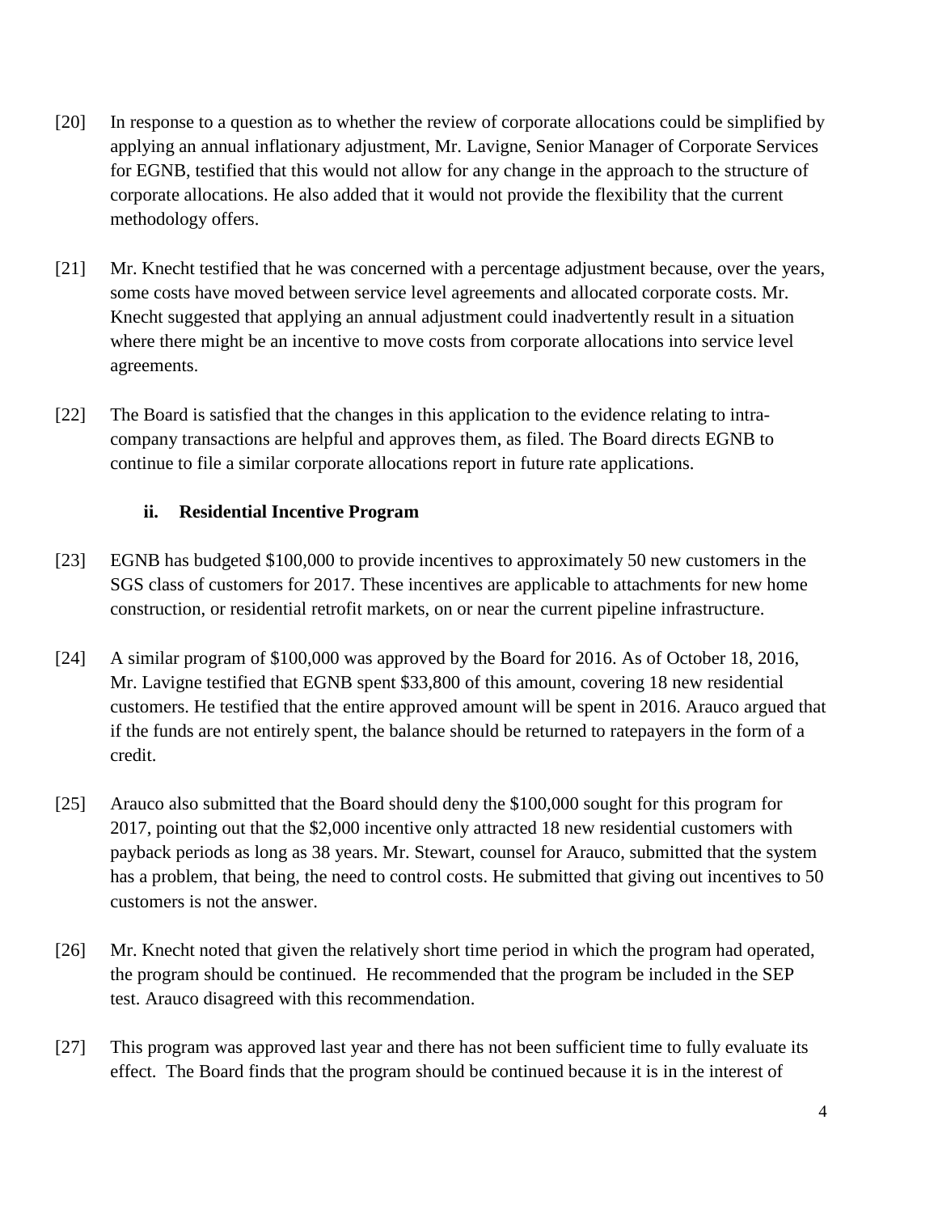[20] In response to a question as to whether the review of corporate allocations could be simplified by applying an annual inflationary adjustment, Mr. Lavigne, Senior Manager of Corporate Services for EGNB, testified that this would not allow for any change in the approach to the structure of corporate allocations. He also added that it would not provide the flexibility that the current methodology offers.

[21] Mr. Knecht testified that he was concerned with a percentage adjustment because, over the years, some costs have moved between service level agreements and allocated corporate costs. Mr. Knecht suggested that applying an annual adjustment could inadvertently result in a situation where there might be an incentive to move costs from corporate allocations into service level agreements.

[22] The Board is satisfied that the changes in this application to the evidence relating to intra-company transactions are helpful and approves them, as filed. The Board directs EGNB to continue to file a similar corporate allocations report in future rate applications.

### ii. Residential Incentive Program

[23] EGNB has budgeted $100,000 to provide incentives to approximately 50 new customers in the SGS class of customers for 2017. These incentives are applicable to attachments for new home construction, or residential retrofit markets, on or near the current pipeline infrastructure.

[24] A similar program of $100,000 was approved by the Board for 2016. As of October 18, 2016, Mr. Lavigne testified that EGNB spent $33,800 of this amount, covering 18 new residential customers. He testified that the entire approved amount will be spent in 2016. Arauco argued that if the funds are not entirely spent, the balance should be returned to ratepayers in the form of a credit.

[25] Arauco also submitted that the Board should deny the $100,000 sought for this program for 2017, pointing out that the $2,000 incentive only attracted 18 new residential customers with payback periods as long as 38 years. Mr. Stewart, counsel for Arauco, submitted that the system has a problem, that being, the need to control costs. He submitted that giving out incentives to 50 customers is not the answer.

[26] Mr. Knecht noted that given the relatively short time period in which the program had operated, the program should be continued. He recommended that the program be included in the SEP test. Arauco disagreed with this recommendation.

[27] This program was approved last year and there has not been sufficient time to fully evaluate its effect. The Board finds that the program should be continued because it is in the interest of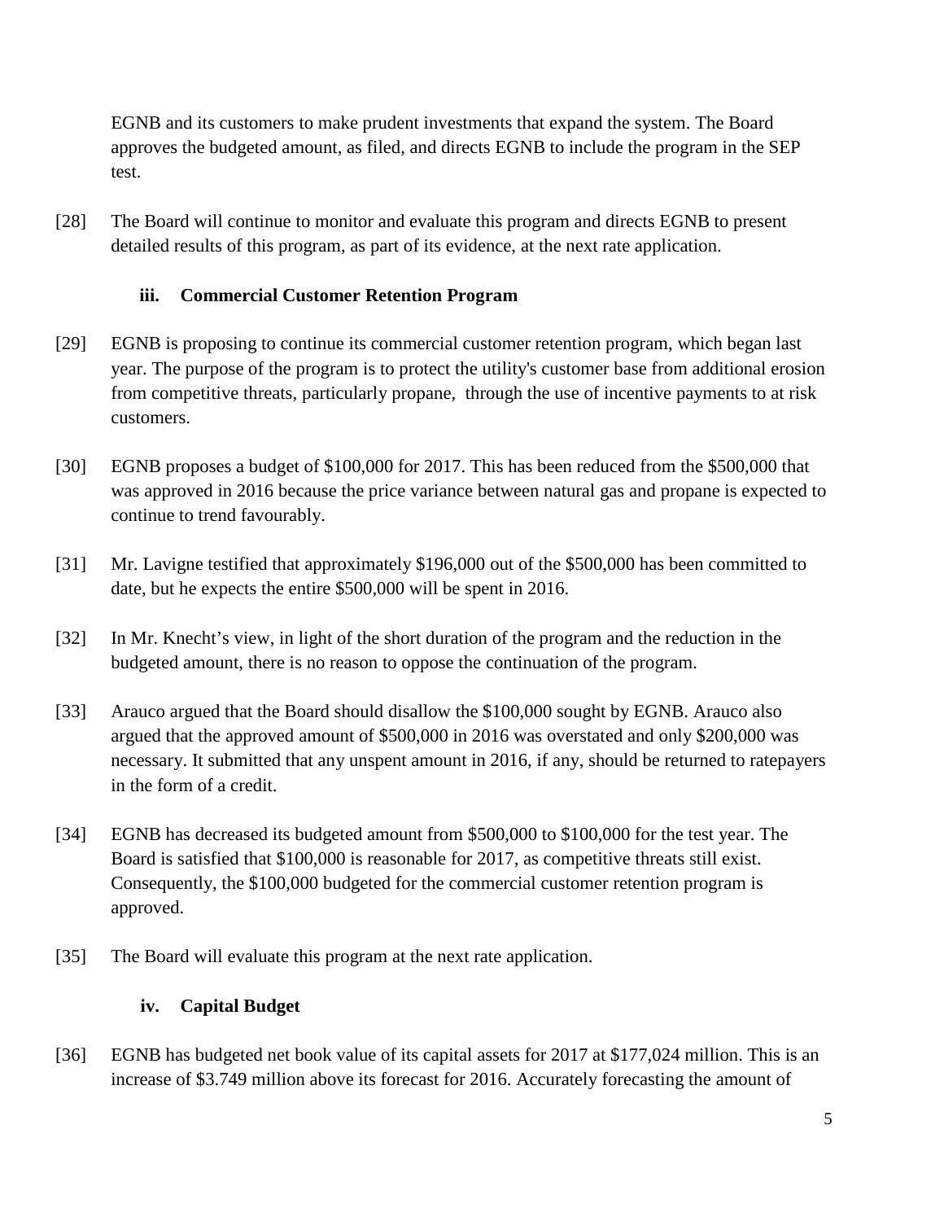EGNB and its customers to make prudent investments that expand the system. The Board approves the budgeted amount, as filed, and directs EGNB to include the program in the SEP test.

[28] The Board will continue to monitor and evaluate this program and directs EGNB to present detailed results of this program, as part of its evidence, at the next rate application.

### iii. Commercial Customer Retention Program

[29] EGNB is proposing to continue its commercial customer retention program, which began last year. The purpose of the program is to protect the utility's customer base from additional erosion from competitive threats, particularly propane, through the use of incentive payments to at risk customers.

[30] EGNB proposes a budget of $100,000 for 2017. This has been reduced from the $500,000 that was approved in 2016 because the price variance between natural gas and propane is expected to continue to trend favourably.

[31] Mr. Lavigne testified that approximately $196,000 out of the $500,000 has been committed to date, but he expects the entire $500,000 will be spent in 2016.

[32] In Mr. Knecht's view, in light of the short duration of the program and the reduction in the budgeted amount, there is no reason to oppose the continuation of the program.

[33] Arauco argued that the Board should disallow the $100,000 sought by EGNB. Arauco also argued that the approved amount of $500,000 in 2016 was overstated and only $200,000 was necessary. It submitted that any unspent amount in 2016, if any, should be returned to ratepayers in the form of a credit.

[34] EGNB has decreased its budgeted amount from $500,000 to $100,000 for the test year. The Board is satisfied that $100,000 is reasonable for 2017, as competitive threats still exist. Consequently, the $100,000 budgeted for the commercial customer retention program is approved.

[35] The Board will evaluate this program at the next rate application.

### iv. Capital Budget

[36] EGNB has budgeted net book value of its capital assets for 2017 at $177,024 million. This is an increase of $3.749 million above its forecast for 2016. Accurately forecasting the amount of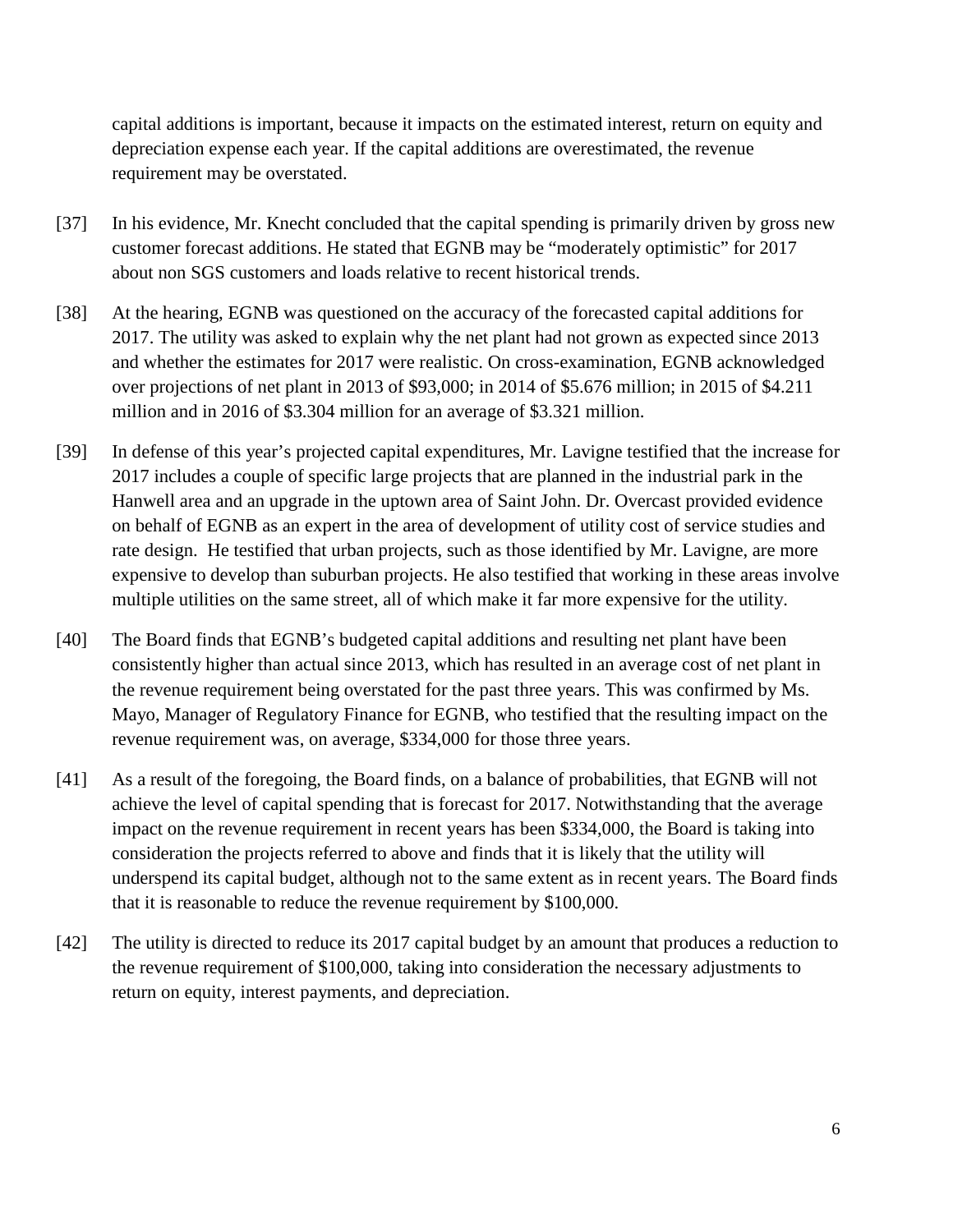capital additions is important, because it impacts on the estimated interest, return on equity and depreciation expense each year. If the capital additions are overestimated, the revenue requirement may be overstated.

[37] In his evidence, Mr. Knecht concluded that the capital spending is primarily driven by gross new customer forecast additions. He stated that EGNB may be "moderately optimistic" for 2017 about non SGS customers and loads relative to recent historical trends.

[38] At the hearing, EGNB was questioned on the accuracy of the forecasted capital additions for 2017. The utility was asked to explain why the net plant had not grown as expected since 2013 and whether the estimates for 2017 were realistic. On cross-examination, EGNB acknowledged over projections of net plant in 2013 of $93,000; in 2014 of $5.676 million; in 2015 of $4.211 million and in 2016 of $3.304 million for an average of $3.321 million.

[39] In defense of this year's projected capital expenditures, Mr. Lavigne testified that the increase for 2017 includes a couple of specific large projects that are planned in the industrial park in the Hanwell area and an upgrade in the uptown area of Saint John. Dr. Overcast provided evidence on behalf of EGNB as an expert in the area of development of utility cost of service studies and rate design. He testified that urban projects, such as those identified by Mr. Lavigne, are more expensive to develop than suburban projects. He also testified that working in these areas involve multiple utilities on the same street, all of which make it far more expensive for the utility.

[40] The Board finds that EGNB's budgeted capital additions and resulting net plant have been consistently higher than actual since 2013, which has resulted in an average cost of net plant in the revenue requirement being overstated for the past three years. This was confirmed by Ms. Mayo, Manager of Regulatory Finance for EGNB, who testified that the resulting impact on the revenue requirement was, on average, $334,000 for those three years.

[41] As a result of the foregoing, the Board finds, on a balance of probabilities, that EGNB will not achieve the level of capital spending that is forecast for 2017. Notwithstanding that the average impact on the revenue requirement in recent years has been $334,000, the Board is taking into consideration the projects referred to above and finds that it is likely that the utility will underspend its capital budget, although not to the same extent as in recent years. The Board finds that it is reasonable to reduce the revenue requirement by $100,000.

[42] The utility is directed to reduce its 2017 capital budget by an amount that produces a reduction to the revenue requirement of $100,000, taking into consideration the necessary adjustments to return on equity, interest payments, and depreciation.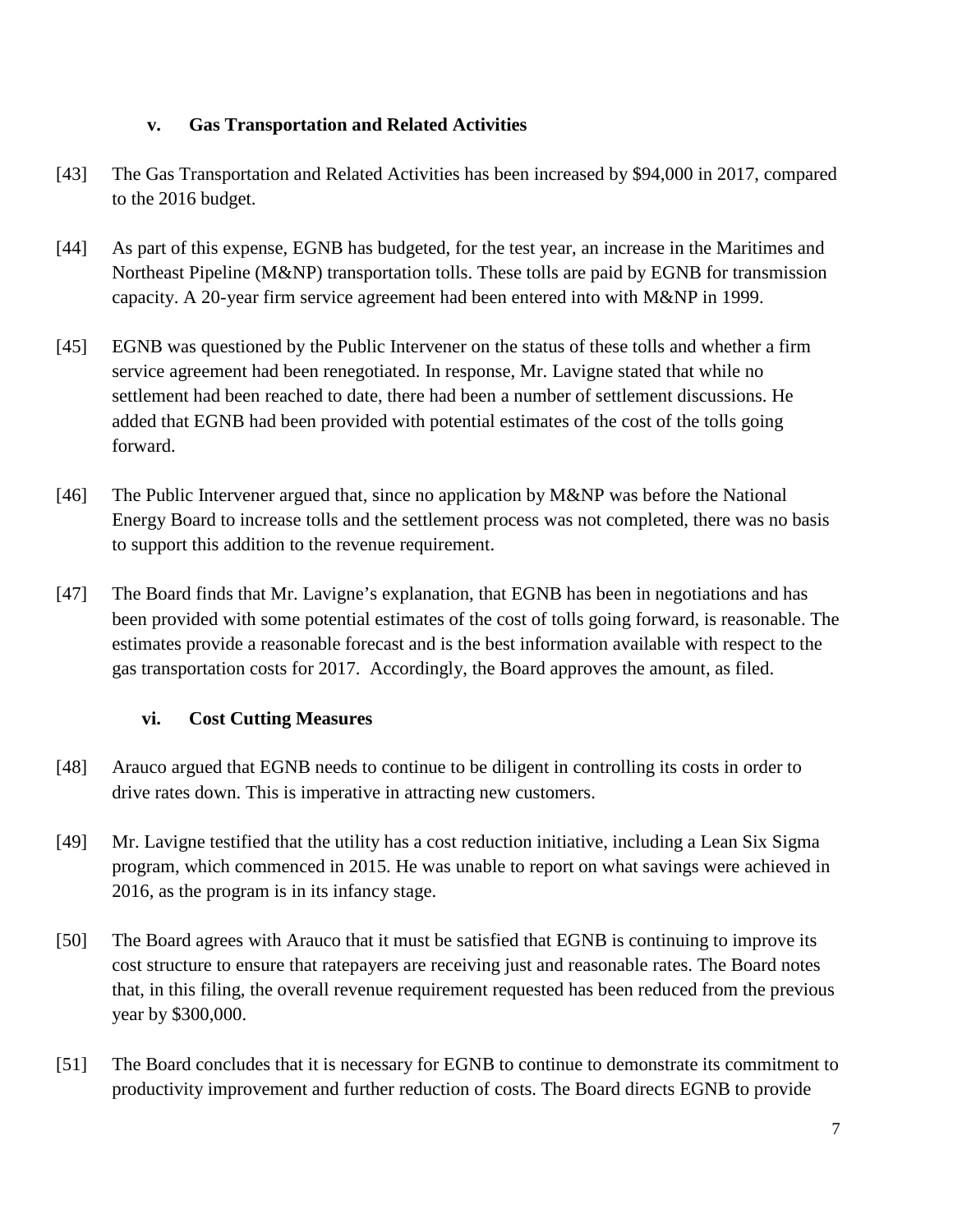### v. Gas Transportation and Related Activities

[43] The Gas Transportation and Related Activities has been increased by $94,000 in 2017, compared to the 2016 budget.

[44] As part of this expense, EGNB has budgeted, for the test year, an increase in the Maritimes and Northeast Pipeline (M&NP) transportation tolls. These tolls are paid by EGNB for transmission capacity. A 20-year firm service agreement had been entered into with M&NP in 1999.

[45] EGNB was questioned by the Public Intervener on the status of these tolls and whether a firm service agreement had been renegotiated. In response, Mr. Lavigne stated that while no settlement had been reached to date, there had been a number of settlement discussions. He added that EGNB had been provided with potential estimates of the cost of the tolls going forward.

[46] The Public Intervener argued that, since no application by M&NP was before the National Energy Board to increase tolls and the settlement process was not completed, there was no basis to support this addition to the revenue requirement.

[47] The Board finds that Mr. Lavigne's explanation, that EGNB has been in negotiations and has been provided with some potential estimates of the cost of tolls going forward, is reasonable. The estimates provide a reasonable forecast and is the best information available with respect to the gas transportation costs for 2017. Accordingly, the Board approves the amount, as filed.

### vi. Cost Cutting Measures

[48] Arauco argued that EGNB needs to continue to be diligent in controlling its costs in order to drive rates down. This is imperative in attracting new customers.

[49] Mr. Lavigne testified that the utility has a cost reduction initiative, including a Lean Six Sigma program, which commenced in 2015. He was unable to report on what savings were achieved in 2016, as the program is in its infancy stage.

[50] The Board agrees with Arauco that it must be satisfied that EGNB is continuing to improve its cost structure to ensure that ratepayers are receiving just and reasonable rates. The Board notes that, in this filing, the overall revenue requirement requested has been reduced from the previous year by $300,000.

[51] The Board concludes that it is necessary for EGNB to continue to demonstrate its commitment to productivity improvement and further reduction of costs. The Board directs EGNB to provide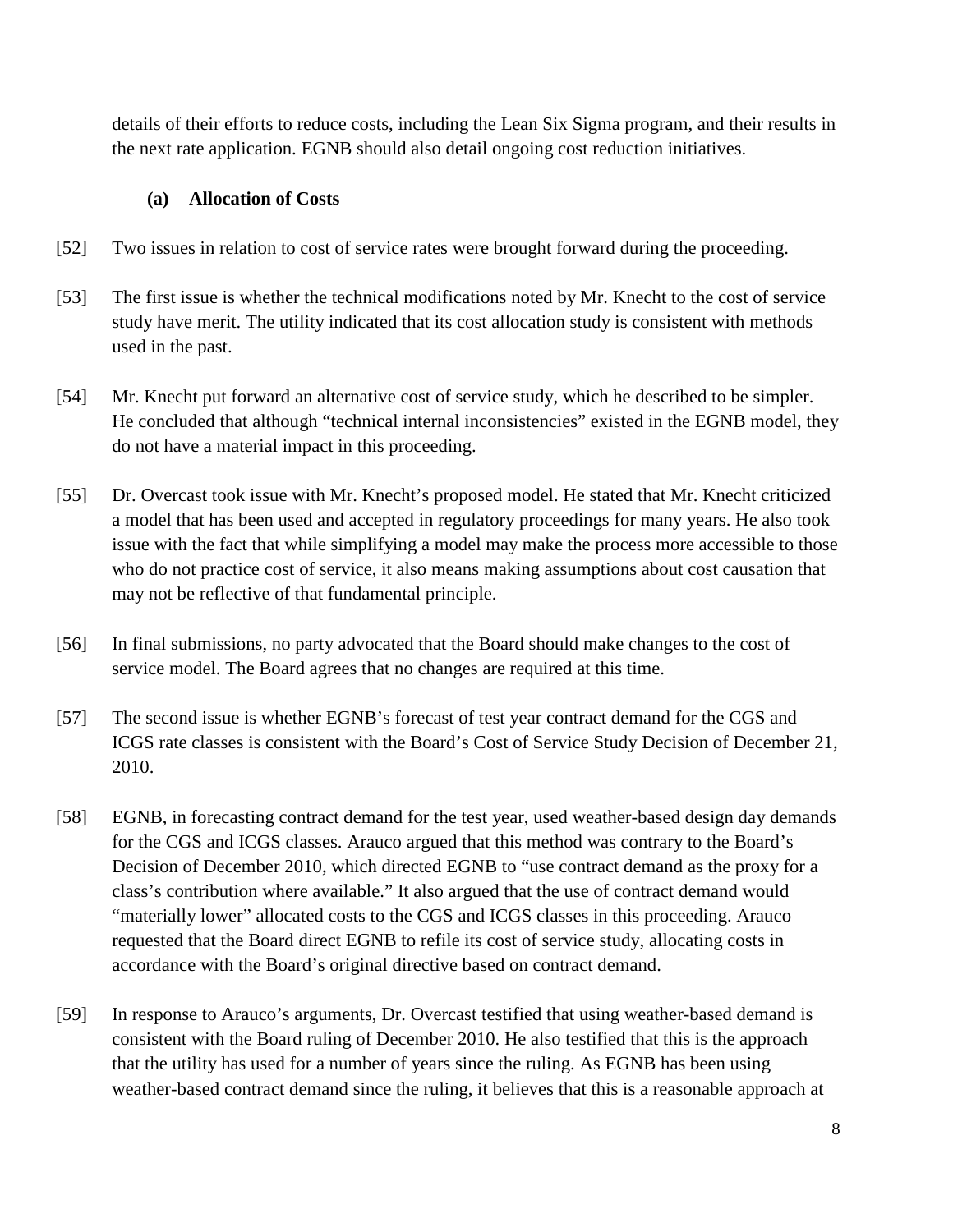details of their efforts to reduce costs, including the Lean Six Sigma program, and their results in the next rate application. EGNB should also detail ongoing cost reduction initiatives.

### (a) Allocation of Costs

[52] Two issues in relation to cost of service rates were brought forward during the proceeding.

[53] The first issue is whether the technical modifications noted by Mr. Knecht to the cost of service study have merit. The utility indicated that its cost allocation study is consistent with methods used in the past.

[54] Mr. Knecht put forward an alternative cost of service study, which he described to be simpler. He concluded that although "technical internal inconsistencies" existed in the EGNB model, they do not have a material impact in this proceeding.

[55] Dr. Overcast took issue with Mr. Knecht's proposed model. He stated that Mr. Knecht criticized a model that has been used and accepted in regulatory proceedings for many years. He also took issue with the fact that while simplifying a model may make the process more accessible to those who do not practice cost of service, it also means making assumptions about cost causation that may not be reflective of that fundamental principle.

[56] In final submissions, no party advocated that the Board should make changes to the cost of service model. The Board agrees that no changes are required at this time.

[57] The second issue is whether EGNB's forecast of test year contract demand for the CGS and ICGS rate classes is consistent with the Board's Cost of Service Study Decision of December 21, 2010.

[58] EGNB, in forecasting contract demand for the test year, used weather-based design day demands for the CGS and ICGS classes. Arauco argued that this method was contrary to the Board's Decision of December 2010, which directed EGNB to "use contract demand as the proxy for a class's contribution where available." It also argued that the use of contract demand would "materially lower" allocated costs to the CGS and ICGS classes in this proceeding. Arauco requested that the Board direct EGNB to refile its cost of service study, allocating costs in accordance with the Board's original directive based on contract demand.

[59] In response to Arauco's arguments, Dr. Overcast testified that using weather-based demand is consistent with the Board ruling of December 2010. He also testified that this is the approach that the utility has used for a number of years since the ruling. As EGNB has been using weather-based contract demand since the ruling, it believes that this is a reasonable approach at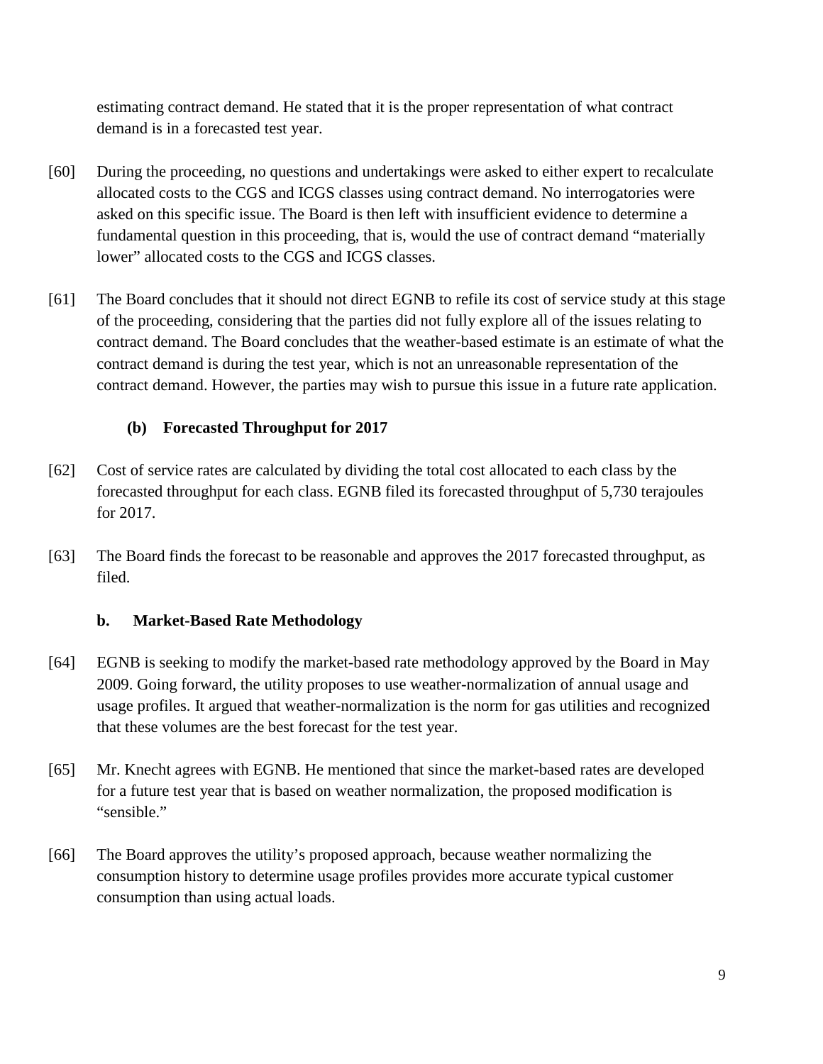estimating contract demand. He stated that it is the proper representation of what contract demand is in a forecasted test year.

[60] During the proceeding, no questions and undertakings were asked to either expert to recalculate allocated costs to the CGS and ICGS classes using contract demand. No interrogatories were asked on this specific issue. The Board is then left with insufficient evidence to determine a fundamental question in this proceeding, that is, would the use of contract demand "materially lower" allocated costs to the CGS and ICGS classes.

[61] The Board concludes that it should not direct EGNB to refile its cost of service study at this stage of the proceeding, considering that the parties did not fully explore all of the issues relating to contract demand. The Board concludes that the weather-based estimate is an estimate of what the contract demand is during the test year, which is not an unreasonable representation of the contract demand. However, the parties may wish to pursue this issue in a future rate application.

### (b) Forecasted Throughput for 2017

[62] Cost of service rates are calculated by dividing the total cost allocated to each class by the forecasted throughput for each class. EGNB filed its forecasted throughput of 5,730 terajoules for 2017.

[63] The Board finds the forecast to be reasonable and approves the 2017 forecasted throughput, as filed.

### b. Market-Based Rate Methodology

[64] EGNB is seeking to modify the market-based rate methodology approved by the Board in May 2009. Going forward, the utility proposes to use weather-normalization of annual usage and usage profiles. It argued that weather-normalization is the norm for gas utilities and recognized that these volumes are the best forecast for the test year.

[65] Mr. Knecht agrees with EGNB. He mentioned that since the market-based rates are developed for a future test year that is based on weather normalization, the proposed modification is "sensible."

[66] The Board approves the utility's proposed approach, because weather normalizing the consumption history to determine usage profiles provides more accurate typical customer consumption than using actual loads.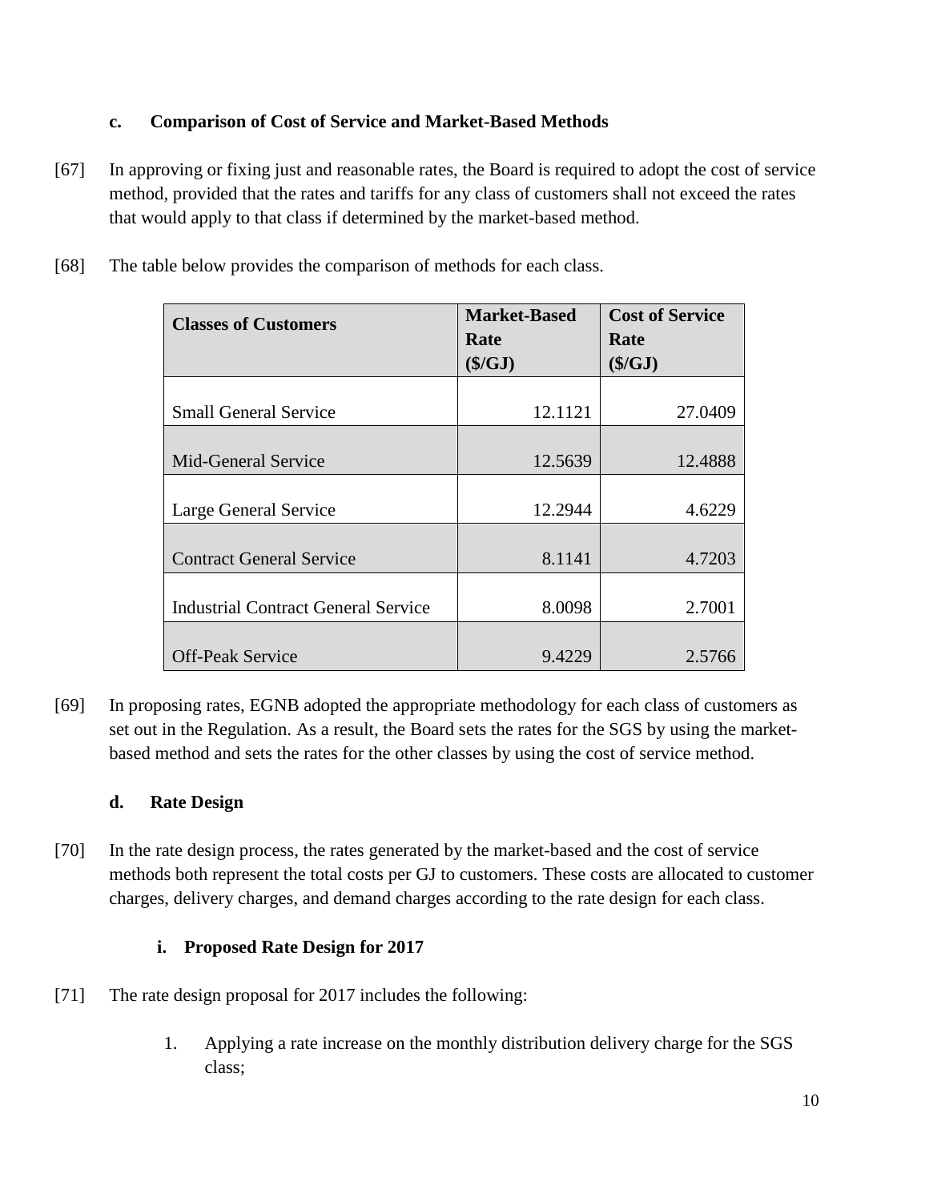### c. Comparison of Cost of Service and Market-Based Methods

[67] In approving or fixing just and reasonable rates, the Board is required to adopt the cost of service method, provided that the rates and tariffs for any class of customers shall not exceed the rates that would apply to that class if determined by the market-based method.

[68] The table below provides the comparison of methods for each class.

| Classes of Customers | Market-Based Rate ($/GJ) | Cost of Service Rate ($/GJ) |
|---|---|---|
| Small General Service | 12.1121 | 27.0409 |
| Mid-General Service | 12.5639 | 12.4888 |
| Large General Service | 12.2944 | 4.6229 |
| Contract General Service | 8.1141 | 4.7203 |
| Industrial Contract General Service | 8.0098 | 2.7001 |
| Off-Peak Service | 9.4229 | 2.5766 |

[69] In proposing rates, EGNB adopted the appropriate methodology for each class of customers as set out in the Regulation. As a result, the Board sets the rates for the SGS by using the market-based method and sets the rates for the other classes by using the cost of service method.

### d. Rate Design

[70] In the rate design process, the rates generated by the market-based and the cost of service methods both represent the total costs per GJ to customers. These costs are allocated to customer charges, delivery charges, and demand charges according to the rate design for each class.

#### i. Proposed Rate Design for 2017

[71] The rate design proposal for 2017 includes the following:

1. Applying a rate increase on the monthly distribution delivery charge for the SGS class;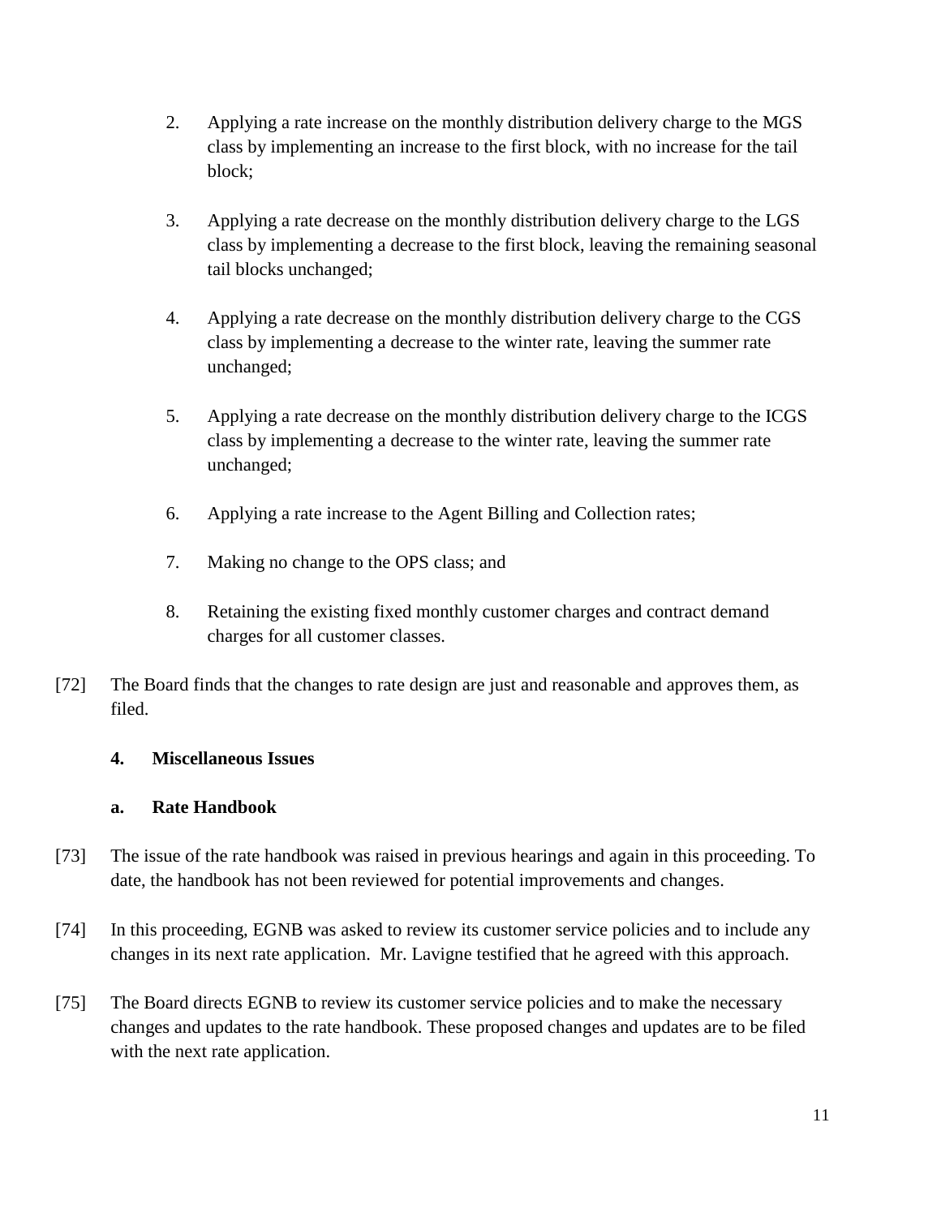2. Applying a rate increase on the monthly distribution delivery charge to the MGS class by implementing an increase to the first block, with no increase for the tail block;

3. Applying a rate decrease on the monthly distribution delivery charge to the LGS class by implementing a decrease to the first block, leaving the remaining seasonal tail blocks unchanged;

4. Applying a rate decrease on the monthly distribution delivery charge to the CGS class by implementing a decrease to the winter rate, leaving the summer rate unchanged;

5. Applying a rate decrease on the monthly distribution delivery charge to the ICGS class by implementing a decrease to the winter rate, leaving the summer rate unchanged;

6. Applying a rate increase to the Agent Billing and Collection rates;

7. Making no change to the OPS class; and

8. Retaining the existing fixed monthly customer charges and contract demand charges for all customer classes.

[72] The Board finds that the changes to rate design are just and reasonable and approves them, as filed.

### 4. Miscellaneous Issues

#### a. Rate Handbook

[73] The issue of the rate handbook was raised in previous hearings and again in this proceeding. To date, the handbook has not been reviewed for potential improvements and changes.

[74] In this proceeding, EGNB was asked to review its customer service policies and to include any changes in its next rate application. Mr. Lavigne testified that he agreed with this approach.

[75] The Board directs EGNB to review its customer service policies and to make the necessary changes and updates to the rate handbook. These proposed changes and updates are to be filed with the next rate application.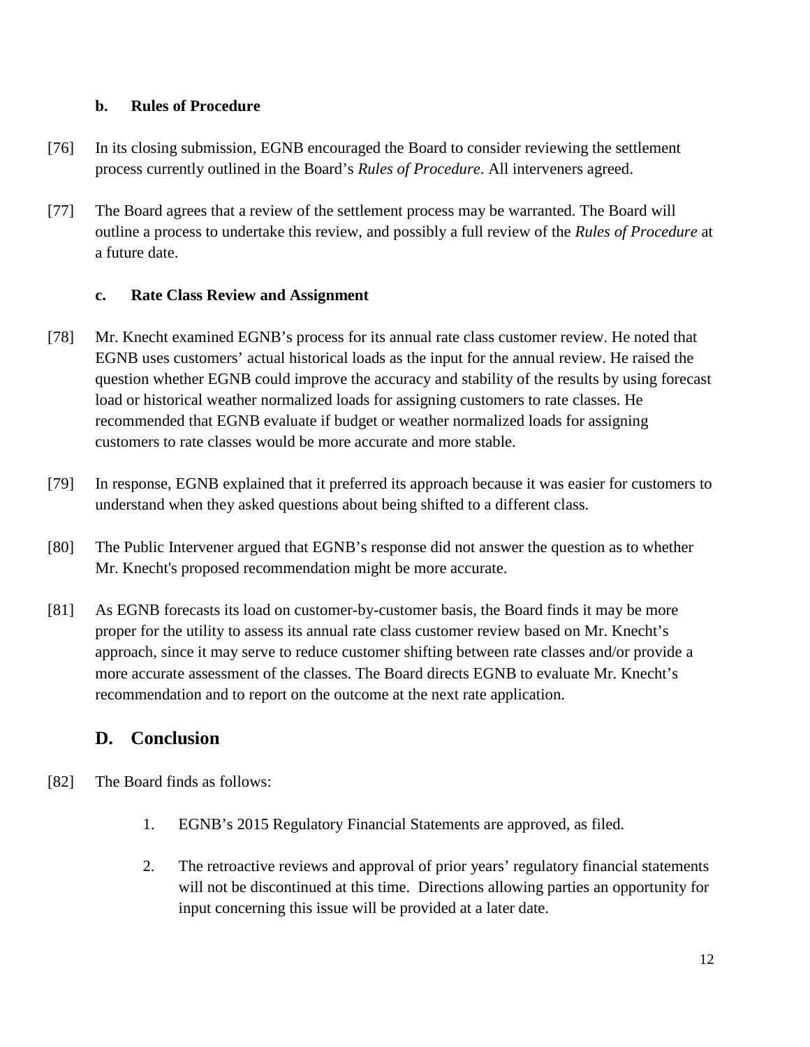### b. Rules of Procedure

[76] In its closing submission, EGNB encouraged the Board to consider reviewing the settlement process currently outlined in the Board's *Rules of Procedure*. All interveners agreed.

[77] The Board agrees that a review of the settlement process may be warranted. The Board will outline a process to undertake this review, and possibly a full review of the *Rules of Procedure* at a future date.

### c. Rate Class Review and Assignment

[78] Mr. Knecht examined EGNB's process for its annual rate class customer review. He noted that EGNB uses customers' actual historical loads as the input for the annual review. He raised the question whether EGNB could improve the accuracy and stability of the results by using forecast load or historical weather normalized loads for assigning customers to rate classes. He recommended that EGNB evaluate if budget or weather normalized loads for assigning customers to rate classes would be more accurate and more stable.

[79] In response, EGNB explained that it preferred its approach because it was easier for customers to understand when they asked questions about being shifted to a different class.

[80] The Public Intervener argued that EGNB's response did not answer the question as to whether Mr. Knecht's proposed recommendation might be more accurate.

[81] As EGNB forecasts its load on customer-by-customer basis, the Board finds it may be more proper for the utility to assess its annual rate class customer review based on Mr. Knecht's approach, since it may serve to reduce customer shifting between rate classes and/or provide a more accurate assessment of the classes. The Board directs EGNB to evaluate Mr. Knecht's recommendation and to report on the outcome at the next rate application.

## D. Conclusion

[82] The Board finds as follows:

1. EGNB's 2015 Regulatory Financial Statements are approved, as filed.

2. The retroactive reviews and approval of prior years' regulatory financial statements will not be discontinued at this time. Directions allowing parties an opportunity for input concerning this issue will be provided at a later date.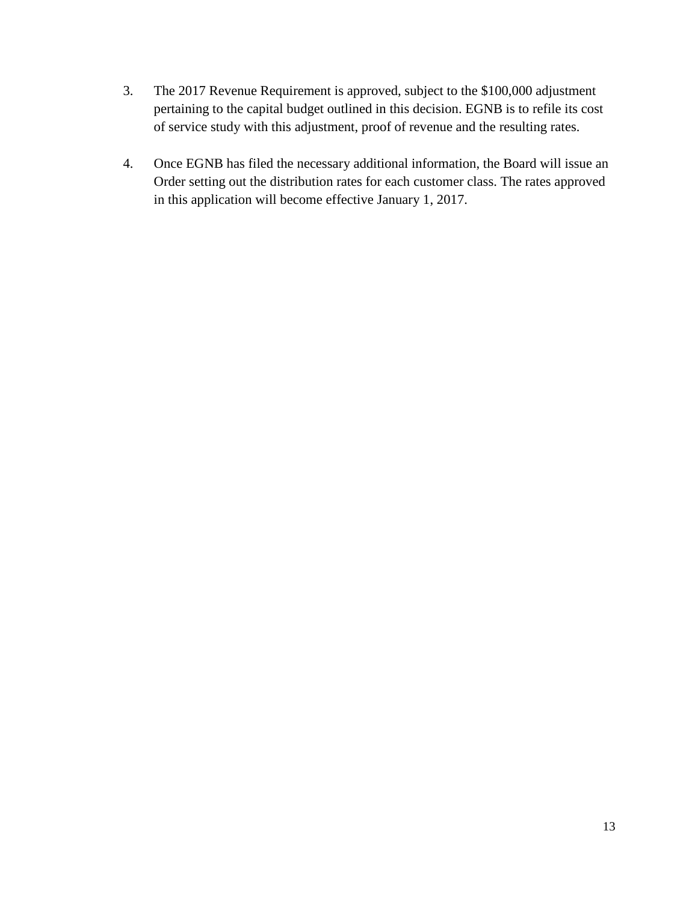3. The 2017 Revenue Requirement is approved, subject to the $100,000 adjustment pertaining to the capital budget outlined in this decision. EGNB is to refile its cost of service study with this adjustment, proof of revenue and the resulting rates.

4. Once EGNB has filed the necessary additional information, the Board will issue an Order setting out the distribution rates for each customer class. The rates approved in this application will become effective January 1, 2017.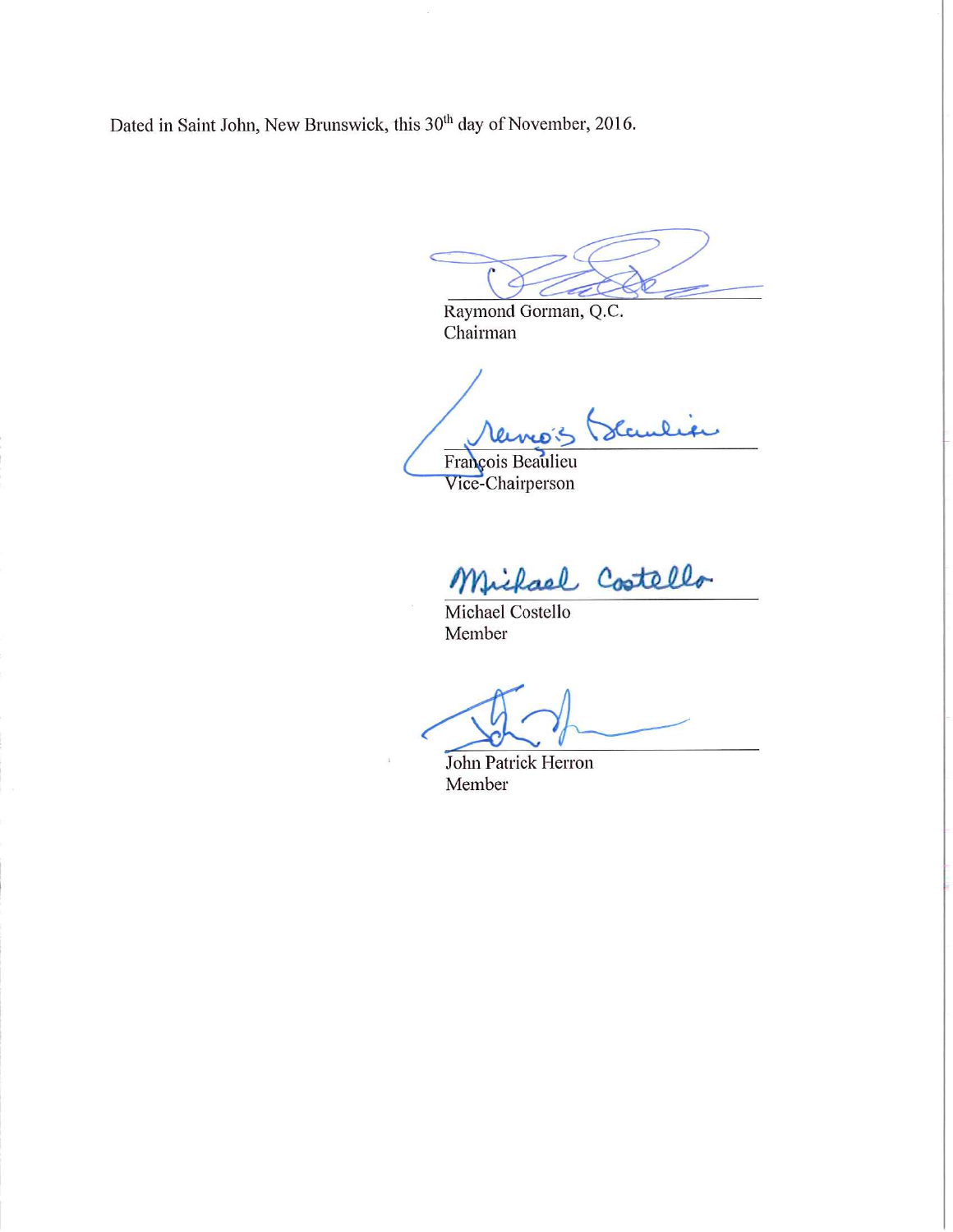Dated in Saint John, New Brunswick, this 30th day of November, 2016.

Raymond Gorman, Q.C.
Chairman

François Beaulieu
Vice-Chairperson

Michael Costello
Member

John Patrick Herron
Member